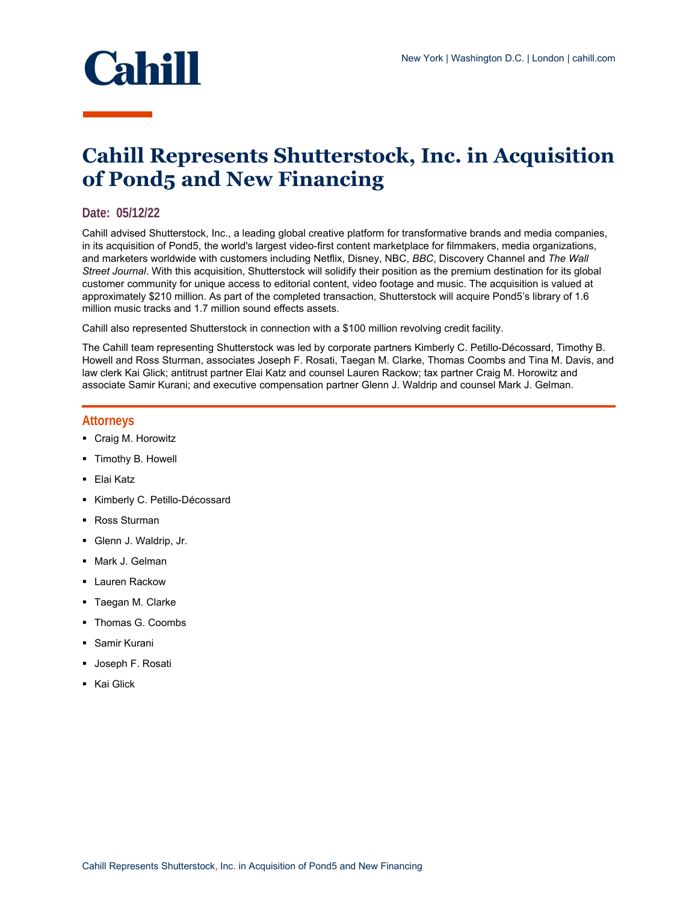Cahill

New York | Washington D.C. | London | cahill.com

# Cahill Represents Shutterstock, Inc. in Acquisition of Pond5 and New Financing

**Date: 05/12/22**

Cahill advised Shutterstock, Inc., a leading global creative platform for transformative brands and media companies, in its acquisition of Pond5, the world's largest video-first content marketplace for filmmakers, media organizations, and marketers worldwide with customers including Netflix, Disney, NBC, *BBC*, Discovery Channel and *The Wall Street Journal*. With this acquisition, Shutterstock will solidify their position as the premium destination for its global customer community for unique access to editorial content, video footage and music. The acquisition is valued at approximately $210 million. As part of the completed transaction, Shutterstock will acquire Pond5's library of 1.6 million music tracks and 1.7 million sound effects assets.

Cahill also represented Shutterstock in connection with a $100 million revolving credit facility.

The Cahill team representing Shutterstock was led by corporate partners Kimberly C. Petillo-Décossard, Timothy B. Howell and Ross Sturman, associates Joseph F. Rosati, Taegan M. Clarke, Thomas Coombs and Tina M. Davis, and law clerk Kai Glick; antitrust partner Elai Katz and counsel Lauren Rackow; tax partner Craig M. Horowitz and associate Samir Kurani; and executive compensation partner Glenn J. Waldrip and counsel Mark J. Gelman.

## Attorneys

- Craig M. Horowitz
- Timothy B. Howell
- Elai Katz
- Kimberly C. Petillo-Décossard
- Ross Sturman
- Glenn J. Waldrip, Jr.
- Mark J. Gelman
- Lauren Rackow
- Taegan M. Clarke
- Thomas G. Coombs
- Samir Kurani
- Joseph F. Rosati
- Kai Glick